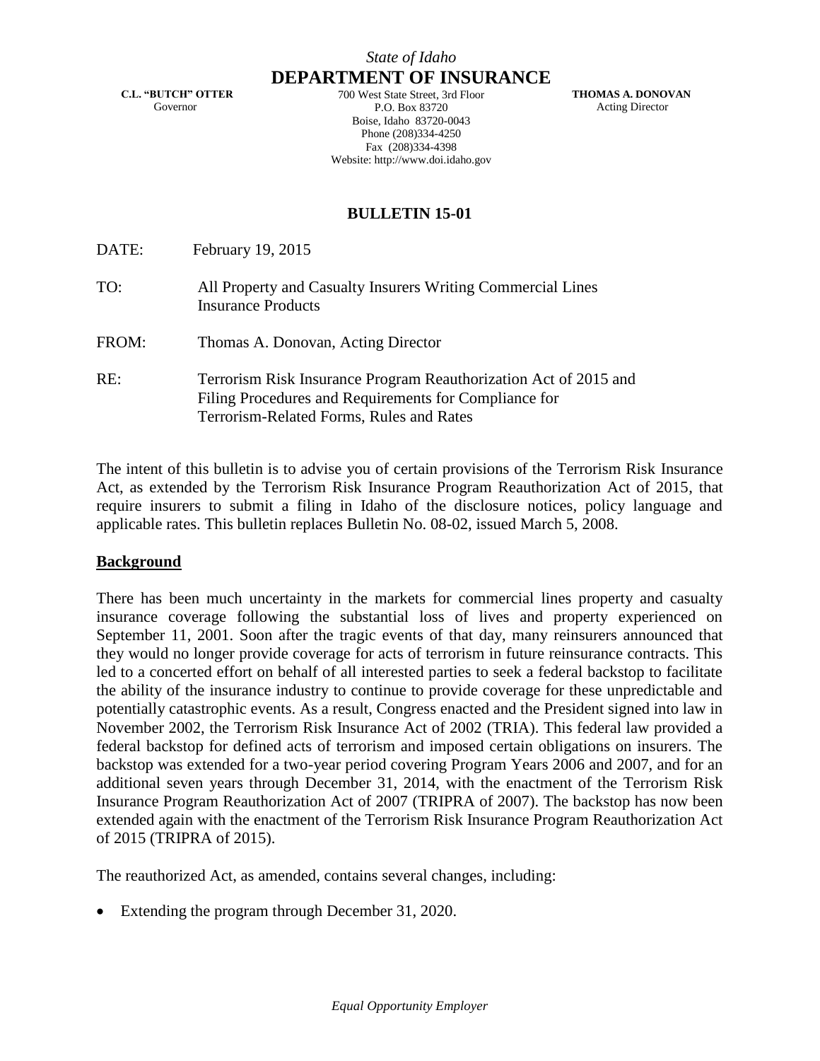*State of Idaho*

**DEPARTMENT OF INSURANCE**

**C.L. "BUTCH" OTTER**
Governor

700 West State Street, 3rd Floor
P.O. Box 83720
Boise, Idaho 83720-0043
Phone (208)334-4250
Fax (208)334-4398
Website: http://www.doi.idaho.gov

**THOMAS A. DONOVAN**
Acting Director

**BULLETIN 15-01**

DATE: February 19, 2015

TO: All Property and Casualty Insurers Writing Commercial Lines Insurance Products

FROM: Thomas A. Donovan, Acting Director

RE: Terrorism Risk Insurance Program Reauthorization Act of 2015 and Filing Procedures and Requirements for Compliance for Terrorism-Related Forms, Rules and Rates

The intent of this bulletin is to advise you of certain provisions of the Terrorism Risk Insurance Act, as extended by the Terrorism Risk Insurance Program Reauthorization Act of 2015, that require insurers to submit a filing in Idaho of the disclosure notices, policy language and applicable rates. This bulletin replaces Bulletin No. 08-02, issued March 5, 2008.

**Background**

There has been much uncertainty in the markets for commercial lines property and casualty insurance coverage following the substantial loss of lives and property experienced on September 11, 2001. Soon after the tragic events of that day, many reinsurers announced that they would no longer provide coverage for acts of terrorism in future reinsurance contracts. This led to a concerted effort on behalf of all interested parties to seek a federal backstop to facilitate the ability of the insurance industry to continue to provide coverage for these unpredictable and potentially catastrophic events. As a result, Congress enacted and the President signed into law in November 2002, the Terrorism Risk Insurance Act of 2002 (TRIA). This federal law provided a federal backstop for defined acts of terrorism and imposed certain obligations on insurers. The backstop was extended for a two-year period covering Program Years 2006 and 2007, and for an additional seven years through December 31, 2014, with the enactment of the Terrorism Risk Insurance Program Reauthorization Act of 2007 (TRIPRA of 2007). The backstop has now been extended again with the enactment of the Terrorism Risk Insurance Program Reauthorization Act of 2015 (TRIPRA of 2015).

The reauthorized Act, as amended, contains several changes, including:

- Extending the program through December 31, 2020.

*Equal Opportunity Employer*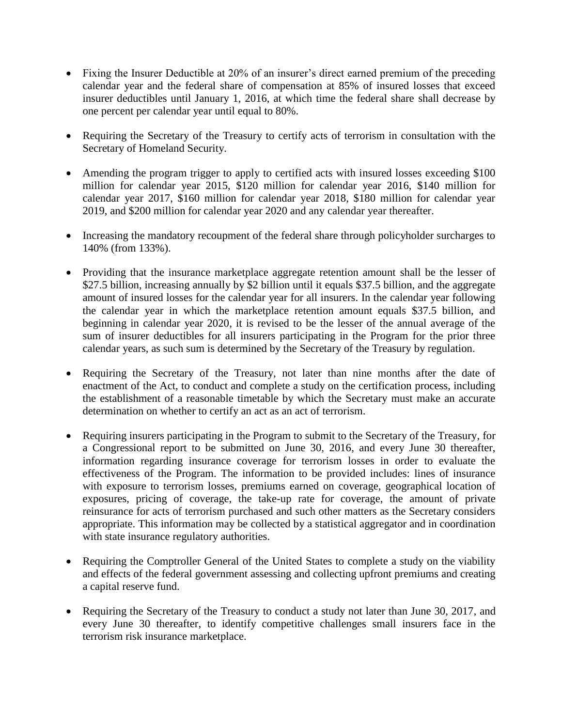- Fixing the Insurer Deductible at 20% of an insurer's direct earned premium of the preceding calendar year and the federal share of compensation at 85% of insured losses that exceed insurer deductibles until January 1, 2016, at which time the federal share shall decrease by one percent per calendar year until equal to 80%.

- Requiring the Secretary of the Treasury to certify acts of terrorism in consultation with the Secretary of Homeland Security.

- Amending the program trigger to apply to certified acts with insured losses exceeding $100 million for calendar year 2015, $120 million for calendar year 2016, $140 million for calendar year 2017, $160 million for calendar year 2018, $180 million for calendar year 2019, and $200 million for calendar year 2020 and any calendar year thereafter.

- Increasing the mandatory recoupment of the federal share through policyholder surcharges to 140% (from 133%).

- Providing that the insurance marketplace aggregate retention amount shall be the lesser of $27.5 billion, increasing annually by $2 billion until it equals $37.5 billion, and the aggregate amount of insured losses for the calendar year for all insurers. In the calendar year following the calendar year in which the marketplace retention amount equals $37.5 billion, and beginning in calendar year 2020, it is revised to be the lesser of the annual average of the sum of insurer deductibles for all insurers participating in the Program for the prior three calendar years, as such sum is determined by the Secretary of the Treasury by regulation.

- Requiring the Secretary of the Treasury, not later than nine months after the date of enactment of the Act, to conduct and complete a study on the certification process, including the establishment of a reasonable timetable by which the Secretary must make an accurate determination on whether to certify an act as an act of terrorism.

- Requiring insurers participating in the Program to submit to the Secretary of the Treasury, for a Congressional report to be submitted on June 30, 2016, and every June 30 thereafter, information regarding insurance coverage for terrorism losses in order to evaluate the effectiveness of the Program. The information to be provided includes: lines of insurance with exposure to terrorism losses, premiums earned on coverage, geographical location of exposures, pricing of coverage, the take-up rate for coverage, the amount of private reinsurance for acts of terrorism purchased and such other matters as the Secretary considers appropriate. This information may be collected by a statistical aggregator and in coordination with state insurance regulatory authorities.

- Requiring the Comptroller General of the United States to complete a study on the viability and effects of the federal government assessing and collecting upfront premiums and creating a capital reserve fund.

- Requiring the Secretary of the Treasury to conduct a study not later than June 30, 2017, and every June 30 thereafter, to identify competitive challenges small insurers face in the terrorism risk insurance marketplace.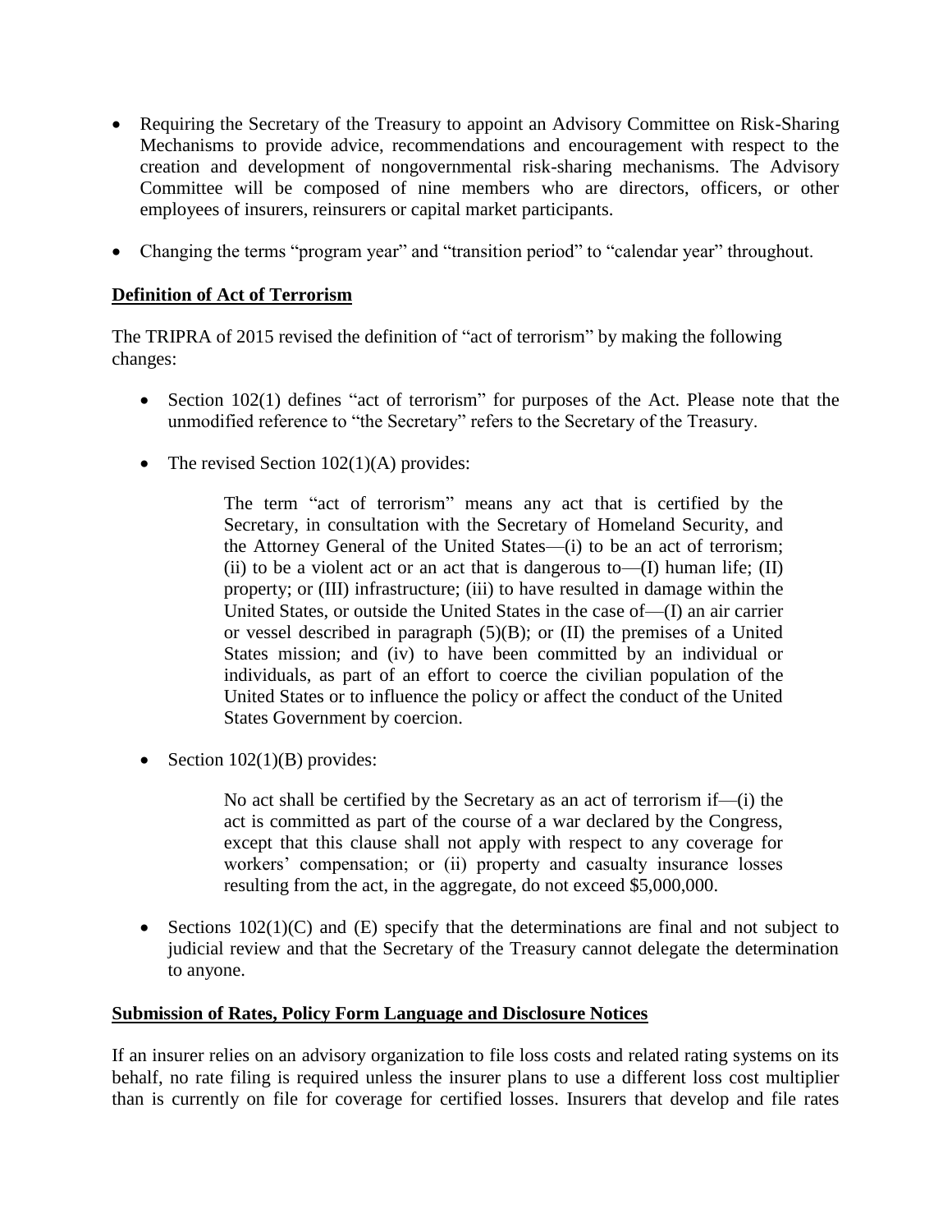- Requiring the Secretary of the Treasury to appoint an Advisory Committee on Risk-Sharing Mechanisms to provide advice, recommendations and encouragement with respect to the creation and development of nongovernmental risk-sharing mechanisms. The Advisory Committee will be composed of nine members who are directors, officers, or other employees of insurers, reinsurers or capital market participants.
- Changing the terms "program year" and "transition period" to "calendar year" throughout.

**Definition of Act of Terrorism**

The TRIPRA of 2015 revised the definition of "act of terrorism" by making the following changes:

- Section 102(1) defines "act of terrorism" for purposes of the Act. Please note that the unmodified reference to "the Secretary" refers to the Secretary of the Treasury.
- The revised Section 102(1)(A) provides:

> The term "act of terrorism" means any act that is certified by the Secretary, in consultation with the Secretary of Homeland Security, and the Attorney General of the United States—(i) to be an act of terrorism; (ii) to be a violent act or an act that is dangerous to—(I) human life; (II) property; or (III) infrastructure; (iii) to have resulted in damage within the United States, or outside the United States in the case of—(I) an air carrier or vessel described in paragraph (5)(B); or (II) the premises of a United States mission; and (iv) to have been committed by an individual or individuals, as part of an effort to coerce the civilian population of the United States or to influence the policy or affect the conduct of the United States Government by coercion.

- Section 102(1)(B) provides:

> No act shall be certified by the Secretary as an act of terrorism if—(i) the act is committed as part of the course of a war declared by the Congress, except that this clause shall not apply with respect to any coverage for workers' compensation; or (ii) property and casualty insurance losses resulting from the act, in the aggregate, do not exceed $5,000,000.

- Sections 102(1)(C) and (E) specify that the determinations are final and not subject to judicial review and that the Secretary of the Treasury cannot delegate the determination to anyone.

**Submission of Rates, Policy Form Language and Disclosure Notices**

If an insurer relies on an advisory organization to file loss costs and related rating systems on its behalf, no rate filing is required unless the insurer plans to use a different loss cost multiplier than is currently on file for coverage for certified losses. Insurers that develop and file rates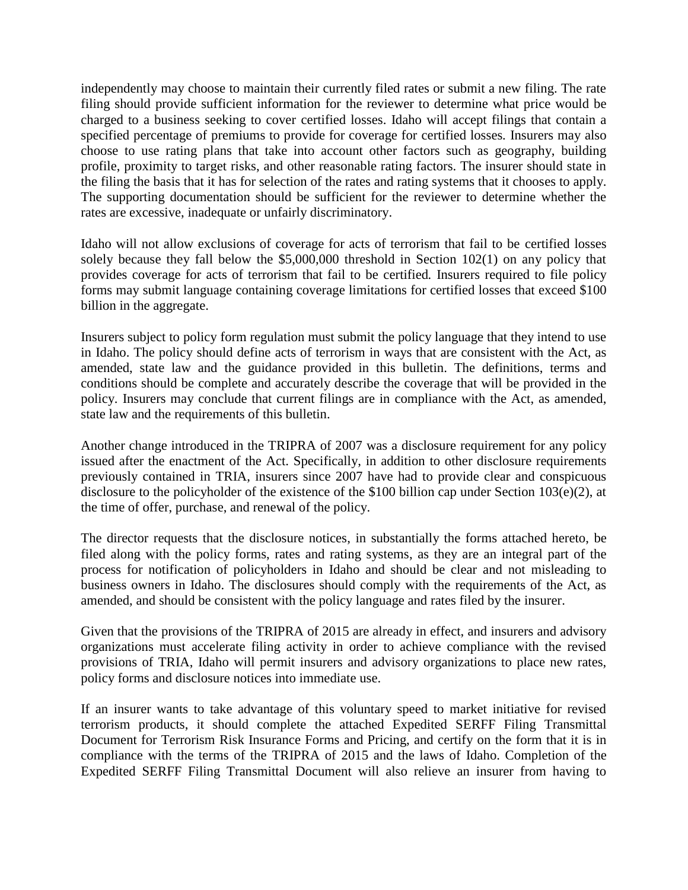independently may choose to maintain their currently filed rates or submit a new filing. The rate filing should provide sufficient information for the reviewer to determine what price would be charged to a business seeking to cover certified losses. Idaho will accept filings that contain a specified percentage of premiums to provide for coverage for certified losses. Insurers may also choose to use rating plans that take into account other factors such as geography, building profile, proximity to target risks, and other reasonable rating factors. The insurer should state in the filing the basis that it has for selection of the rates and rating systems that it chooses to apply. The supporting documentation should be sufficient for the reviewer to determine whether the rates are excessive, inadequate or unfairly discriminatory.

Idaho will not allow exclusions of coverage for acts of terrorism that fail to be certified losses solely because they fall below the $5,000,000 threshold in Section 102(1) on any policy that provides coverage for acts of terrorism that fail to be certified. Insurers required to file policy forms may submit language containing coverage limitations for certified losses that exceed $100 billion in the aggregate.

Insurers subject to policy form regulation must submit the policy language that they intend to use in Idaho. The policy should define acts of terrorism in ways that are consistent with the Act, as amended, state law and the guidance provided in this bulletin. The definitions, terms and conditions should be complete and accurately describe the coverage that will be provided in the policy. Insurers may conclude that current filings are in compliance with the Act, as amended, state law and the requirements of this bulletin.

Another change introduced in the TRIPRA of 2007 was a disclosure requirement for any policy issued after the enactment of the Act. Specifically, in addition to other disclosure requirements previously contained in TRIA, insurers since 2007 have had to provide clear and conspicuous disclosure to the policyholder of the existence of the $100 billion cap under Section 103(e)(2), at the time of offer, purchase, and renewal of the policy.

The director requests that the disclosure notices, in substantially the forms attached hereto, be filed along with the policy forms, rates and rating systems, as they are an integral part of the process for notification of policyholders in Idaho and should be clear and not misleading to business owners in Idaho. The disclosures should comply with the requirements of the Act, as amended, and should be consistent with the policy language and rates filed by the insurer.

Given that the provisions of the TRIPRA of 2015 are already in effect, and insurers and advisory organizations must accelerate filing activity in order to achieve compliance with the revised provisions of TRIA, Idaho will permit insurers and advisory organizations to place new rates, policy forms and disclosure notices into immediate use.

If an insurer wants to take advantage of this voluntary speed to market initiative for revised terrorism products, it should complete the attached Expedited SERFF Filing Transmittal Document for Terrorism Risk Insurance Forms and Pricing, and certify on the form that it is in compliance with the terms of the TRIPRA of 2015 and the laws of Idaho. Completion of the Expedited SERFF Filing Transmittal Document will also relieve an insurer from having to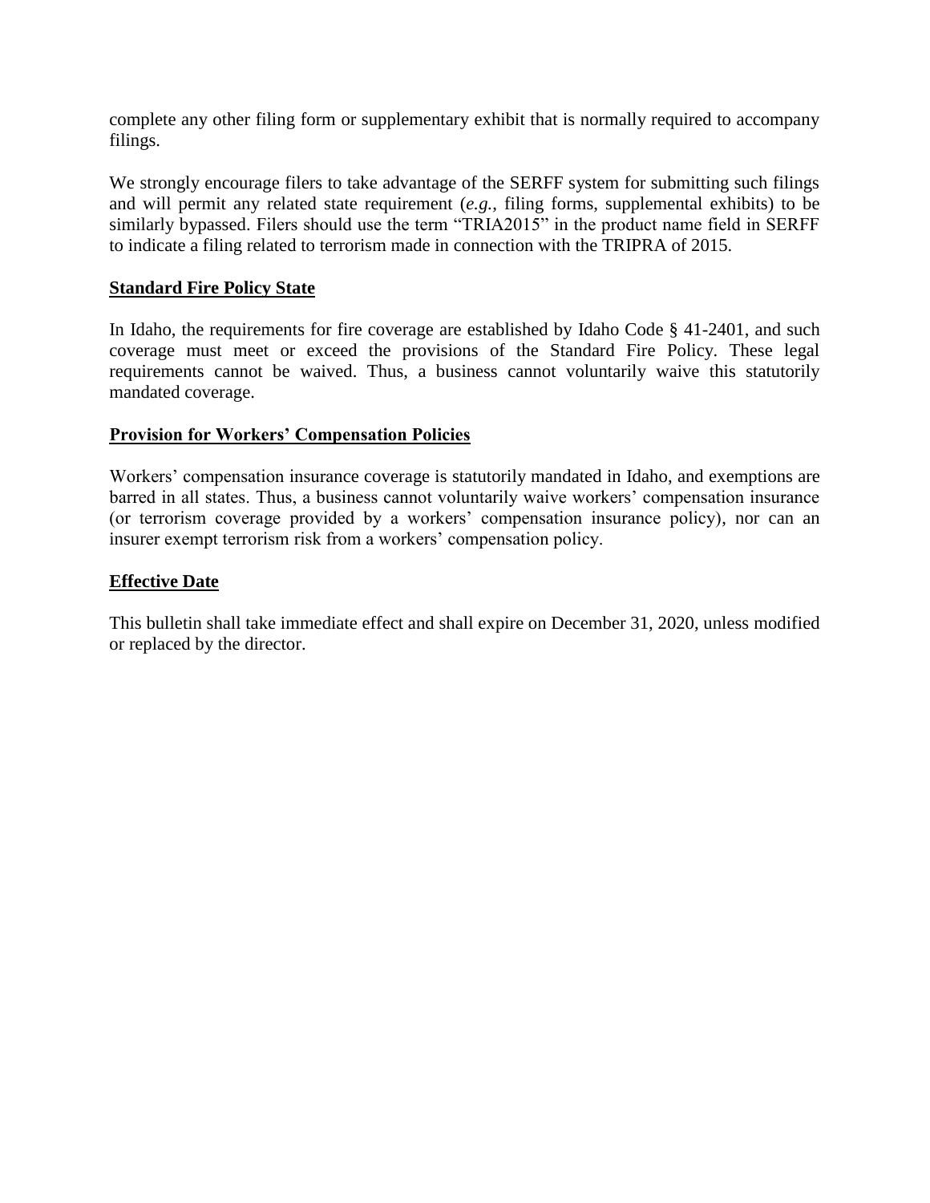complete any other filing form or supplementary exhibit that is normally required to accompany filings.

We strongly encourage filers to take advantage of the SERFF system for submitting such filings and will permit any related state requirement (*e.g.*, filing forms, supplemental exhibits) to be similarly bypassed. Filers should use the term "TRIA2015" in the product name field in SERFF to indicate a filing related to terrorism made in connection with the TRIPRA of 2015.

**Standard Fire Policy State**

In Idaho, the requirements for fire coverage are established by Idaho Code § 41-2401, and such coverage must meet or exceed the provisions of the Standard Fire Policy. These legal requirements cannot be waived. Thus, a business cannot voluntarily waive this statutorily mandated coverage.

**Provision for Workers' Compensation Policies**

Workers' compensation insurance coverage is statutorily mandated in Idaho, and exemptions are barred in all states. Thus, a business cannot voluntarily waive workers' compensation insurance (or terrorism coverage provided by a workers' compensation insurance policy), nor can an insurer exempt terrorism risk from a workers' compensation policy.

**Effective Date**

This bulletin shall take immediate effect and shall expire on December 31, 2020, unless modified or replaced by the director.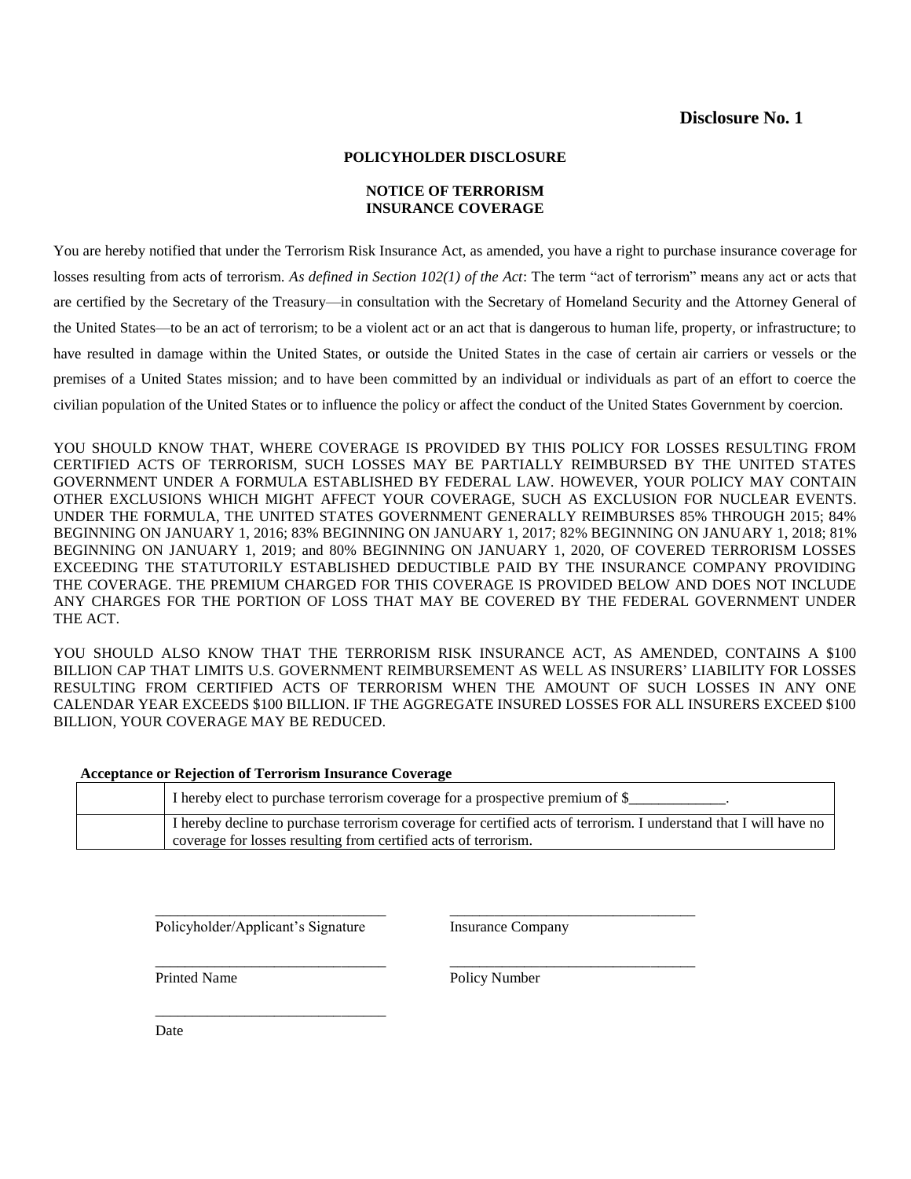**Disclosure No. 1**

**POLICYHOLDER DISCLOSURE**

**NOTICE OF TERRORISM INSURANCE COVERAGE**

You are hereby notified that under the Terrorism Risk Insurance Act, as amended, you have a right to purchase insurance coverage for losses resulting from acts of terrorism. *As defined in Section 102(1) of the Act*: The term "act of terrorism" means any act or acts that are certified by the Secretary of the Treasury—in consultation with the Secretary of Homeland Security and the Attorney General of the United States—to be an act of terrorism; to be a violent act or an act that is dangerous to human life, property, or infrastructure; to have resulted in damage within the United States, or outside the United States in the case of certain air carriers or vessels or the premises of a United States mission; and to have been committed by an individual or individuals as part of an effort to coerce the civilian population of the United States or to influence the policy or affect the conduct of the United States Government by coercion.

YOU SHOULD KNOW THAT, WHERE COVERAGE IS PROVIDED BY THIS POLICY FOR LOSSES RESULTING FROM CERTIFIED ACTS OF TERRORISM, SUCH LOSSES MAY BE PARTIALLY REIMBURSED BY THE UNITED STATES GOVERNMENT UNDER A FORMULA ESTABLISHED BY FEDERAL LAW. HOWEVER, YOUR POLICY MAY CONTAIN OTHER EXCLUSIONS WHICH MIGHT AFFECT YOUR COVERAGE, SUCH AS EXCLUSION FOR NUCLEAR EVENTS. UNDER THE FORMULA, THE UNITED STATES GOVERNMENT GENERALLY REIMBURSES 85% THROUGH 2015; 84% BEGINNING ON JANUARY 1, 2016; 83% BEGINNING ON JANUARY 1, 2017; 82% BEGINNING ON JANUARY 1, 2018; 81% BEGINNING ON JANUARY 1, 2019; and 80% BEGINNING ON JANUARY 1, 2020, OF COVERED TERRORISM LOSSES EXCEEDING THE STATUTORILY ESTABLISHED DEDUCTIBLE PAID BY THE INSURANCE COMPANY PROVIDING THE COVERAGE. THE PREMIUM CHARGED FOR THIS COVERAGE IS PROVIDED BELOW AND DOES NOT INCLUDE ANY CHARGES FOR THE PORTION OF LOSS THAT MAY BE COVERED BY THE FEDERAL GOVERNMENT UNDER THE ACT.

YOU SHOULD ALSO KNOW THAT THE TERRORISM RISK INSURANCE ACT, AS AMENDED, CONTAINS A $100 BILLION CAP THAT LIMITS U.S. GOVERNMENT REIMBURSEMENT AS WELL AS INSURERS' LIABILITY FOR LOSSES RESULTING FROM CERTIFIED ACTS OF TERRORISM WHEN THE AMOUNT OF SUCH LOSSES IN ANY ONE CALENDAR YEAR EXCEEDS $100 BILLION. IF THE AGGREGATE INSURED LOSSES FOR ALL INSURERS EXCEED $100 BILLION, YOUR COVERAGE MAY BE REDUCED.

**Acceptance or Rejection of Terrorism Insurance Coverage**

| | |
|---|---|
| | I hereby elect to purchase terrorism coverage for a prospective premium of $_____________. |
| | I hereby decline to purchase terrorism coverage for certified acts of terrorism. I understand that I will have no coverage for losses resulting from certified acts of terrorism. |

_______________________________
Policyholder/Applicant's Signature

_______________________________
Insurance Company

_______________________________
Printed Name

_______________________________
Policy Number

_______________________________
Date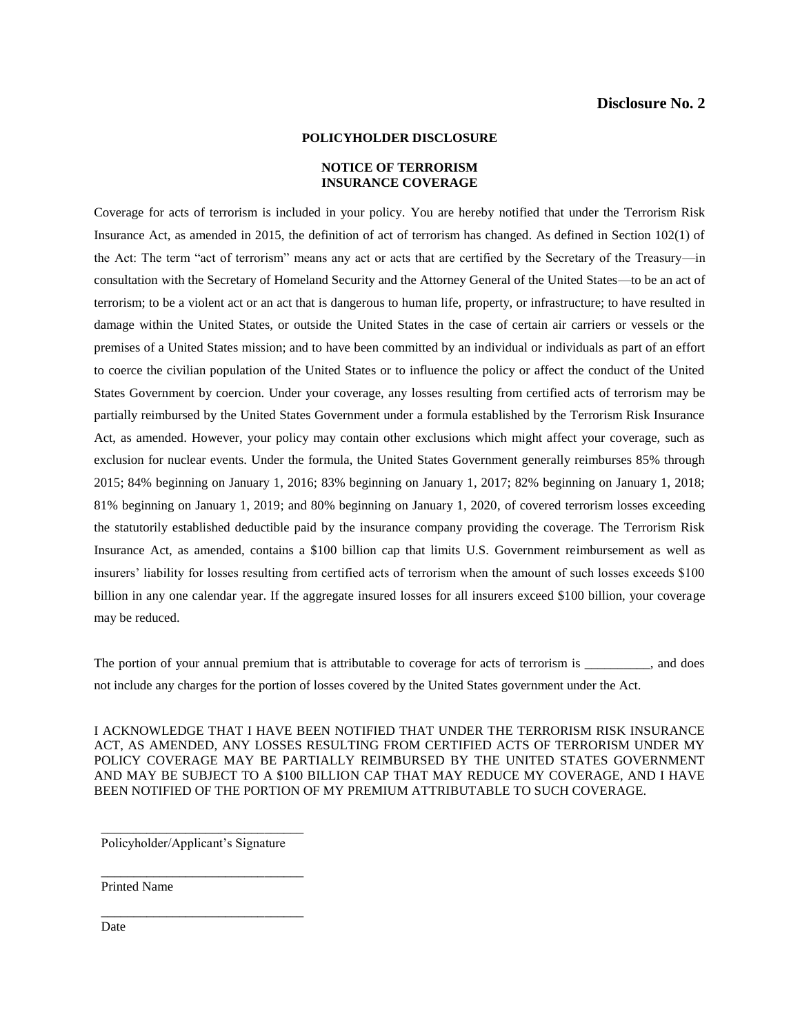**Disclosure No. 2**

**POLICYHOLDER DISCLOSURE**

**NOTICE OF TERRORISM INSURANCE COVERAGE**

Coverage for acts of terrorism is included in your policy. You are hereby notified that under the Terrorism Risk Insurance Act, as amended in 2015, the definition of act of terrorism has changed. As defined in Section 102(1) of the Act: The term "act of terrorism" means any act or acts that are certified by the Secretary of the Treasury—in consultation with the Secretary of Homeland Security and the Attorney General of the United States—to be an act of terrorism; to be a violent act or an act that is dangerous to human life, property, or infrastructure; to have resulted in damage within the United States, or outside the United States in the case of certain air carriers or vessels or the premises of a United States mission; and to have been committed by an individual or individuals as part of an effort to coerce the civilian population of the United States or to influence the policy or affect the conduct of the United States Government by coercion. Under your coverage, any losses resulting from certified acts of terrorism may be partially reimbursed by the United States Government under a formula established by the Terrorism Risk Insurance Act, as amended. However, your policy may contain other exclusions which might affect your coverage, such as exclusion for nuclear events. Under the formula, the United States Government generally reimburses 85% through 2015; 84% beginning on January 1, 2016; 83% beginning on January 1, 2017; 82% beginning on January 1, 2018; 81% beginning on January 1, 2019; and 80% beginning on January 1, 2020, of covered terrorism losses exceeding the statutorily established deductible paid by the insurance company providing the coverage. The Terrorism Risk Insurance Act, as amended, contains a $100 billion cap that limits U.S. Government reimbursement as well as insurers' liability for losses resulting from certified acts of terrorism when the amount of such losses exceeds $100 billion in any one calendar year. If the aggregate insured losses for all insurers exceed $100 billion, your coverage may be reduced.

The portion of your annual premium that is attributable to coverage for acts of terrorism is __________, and does not include any charges for the portion of losses covered by the United States government under the Act.

I ACKNOWLEDGE THAT I HAVE BEEN NOTIFIED THAT UNDER THE TERRORISM RISK INSURANCE ACT, AS AMENDED, ANY LOSSES RESULTING FROM CERTIFIED ACTS OF TERRORISM UNDER MY POLICY COVERAGE MAY BE PARTIALLY REIMBURSED BY THE UNITED STATES GOVERNMENT AND MAY BE SUBJECT TO A $100 BILLION CAP THAT MAY REDUCE MY COVERAGE, AND I HAVE BEEN NOTIFIED OF THE PORTION OF MY PREMIUM ATTRIBUTABLE TO SUCH COVERAGE.

_______________________________
Policyholder/Applicant's Signature

_______________________________
Printed Name

_______________________________
Date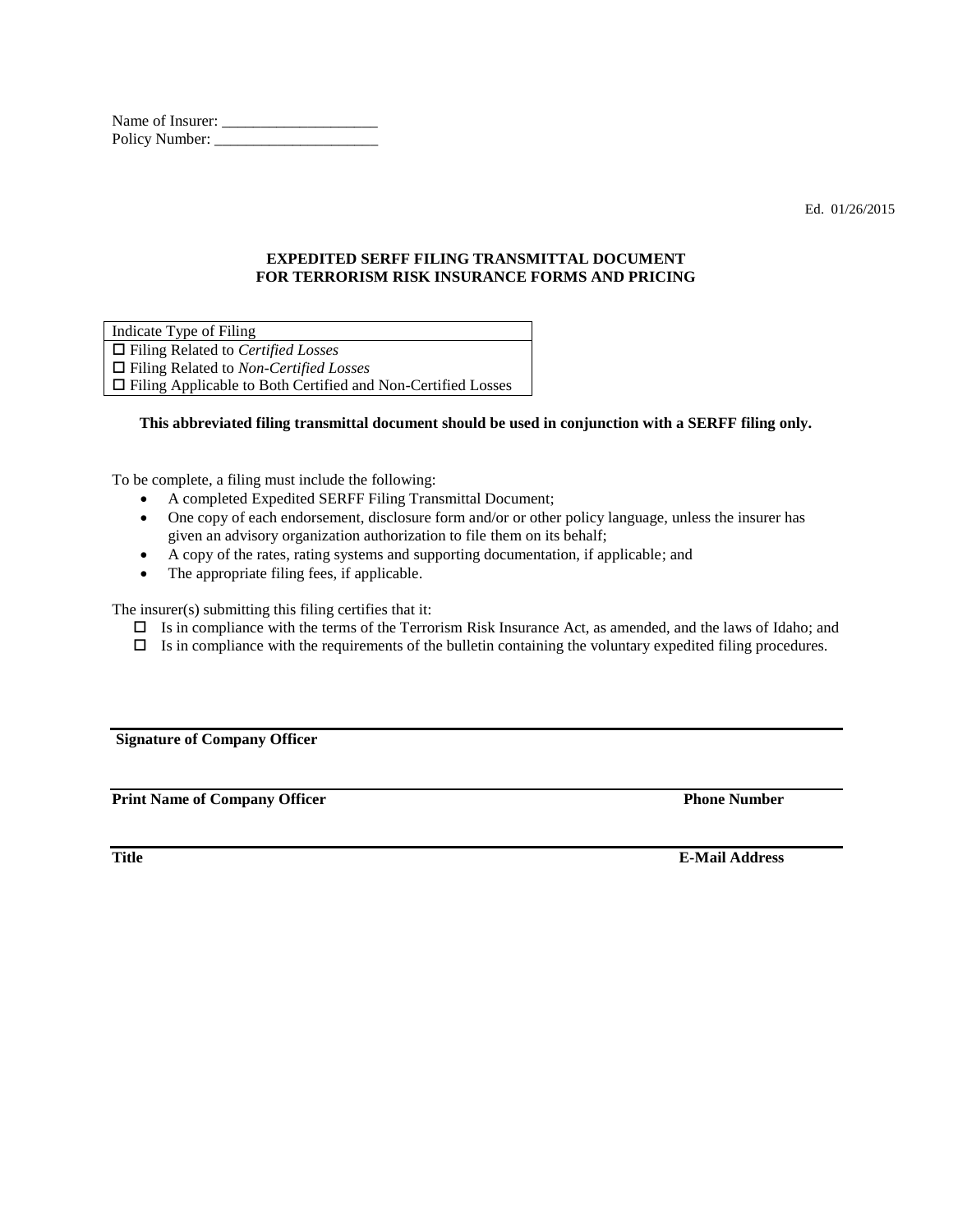Name of Insurer: ____________________
Policy Number: _____________________

Ed. 01/26/2015

**EXPEDITED SERFF FILING TRANSMITTAL DOCUMENT**
**FOR TERRORISM RISK INSURANCE FORMS AND PRICING**

| Indicate Type of Filing |
|---|
| ☐ Filing Related to *Certified Losses* |
| ☐ Filing Related to *Non-Certified Losses* |
| ☐ Filing Applicable to Both Certified and Non-Certified Losses |

**This abbreviated filing transmittal document should be used in conjunction with a SERFF filing only.**

To be complete, a filing must include the following:

- A completed Expedited SERFF Filing Transmittal Document;
- One copy of each endorsement, disclosure form and/or or other policy language, unless the insurer has given an advisory organization authorization to file them on its behalf;
- A copy of the rates, rating systems and supporting documentation, if applicable; and
- The appropriate filing fees, if applicable.

The insurer(s) submitting this filing certifies that it:

☐ Is in compliance with the terms of the Terrorism Risk Insurance Act, as amended, and the laws of Idaho; and
☐ Is in compliance with the requirements of the bulletin containing the voluntary expedited filing procedures.

______________________________________________________________________
**Signature of Company Officer**

______________________________________________________________________
**Print Name of Company Officer** **Phone Number**

______________________________________________________________________
**Title** **E-Mail Address**